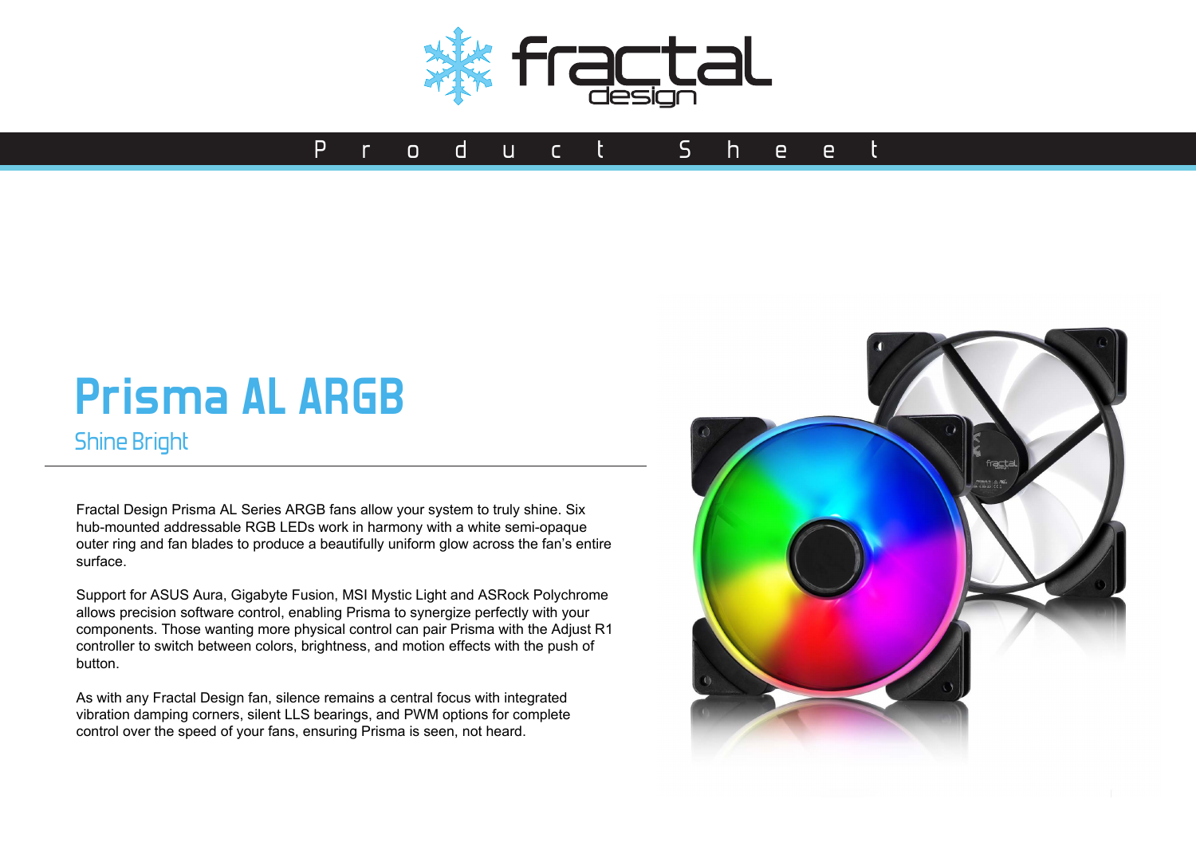# Prisma AL ARGB

## Shine Bright

Fractal Design Prisma AL Series ARGB fans allow your system to truly shine. Six hub-mounted addressable RGB LEDs work in harmony with a white semi-opaque outer ring and fan blades to produce a beautifully uniform glow across the fan's entire surface.

Support for ASUS Aura, Gigabyte Fusion, MSI Mystic Light and ASRock Polychrome allows precision software control, enabling Prisma to synergize perfectly with your components. Those wanting more physical control can pair Prisma with the Adjust R1 controller to switch between colors, brightness, and motion effects with the push of button.

As with any Fractal Design fan, silence remains a central focus with integrated vibration damping corners, silent LLS bearings, and PWM options for complete control over the speed of your fans, ensuring Prisma is seen, not heard.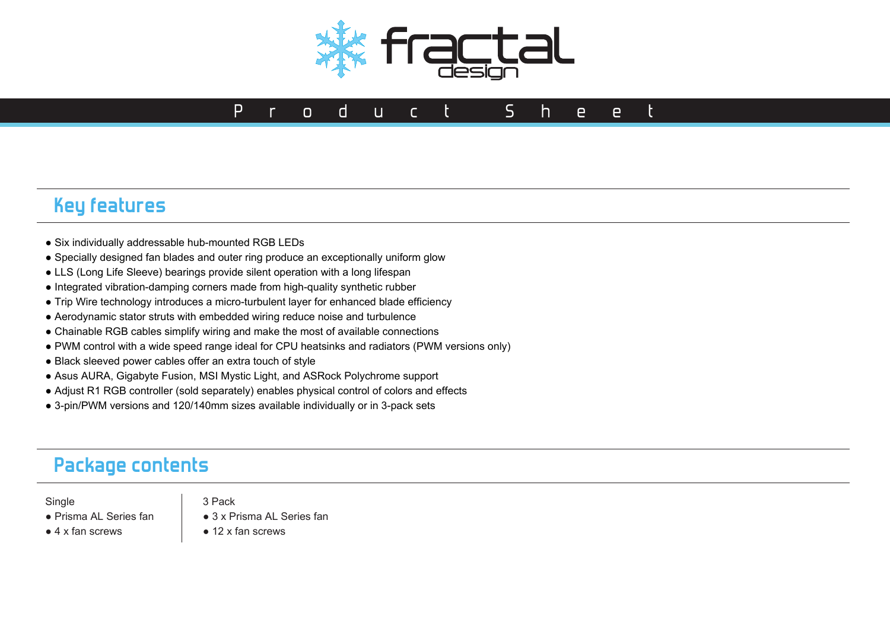# Product Sheet

## Key features

- Six individually addressable hub-mounted RGB LEDs
- Specially designed fan blades and outer ring produce an exceptionally uniform glow
- LLS (Long Life Sleeve) bearings provide silent operation with a long lifespan
- Integrated vibration-damping corners made from high-quality synthetic rubber
- Trip Wire technology introduces a micro-turbulent layer for enhanced blade efficiency
- Aerodynamic stator struts with embedded wiring reduce noise and turbulence
- Chainable RGB cables simplify wiring and make the most of available connections
- PWM control with a wide speed range ideal for CPU heatsinks and radiators (PWM versions only)
- Black sleeved power cables offer an extra touch of style
- Asus AURA, Gigabyte Fusion, MSI Mystic Light, and ASRock Polychrome support
- Adjust R1 RGB controller (sold separately) enables physical control of colors and effects
- 3-pin/PWM versions and 120/140mm sizes available individually or in 3-pack sets

## Package contents

Single

- Prisma AL Series fan
- 4 x fan screws

3 Pack

- 3 x Prisma AL Series fan
- 12 x fan screws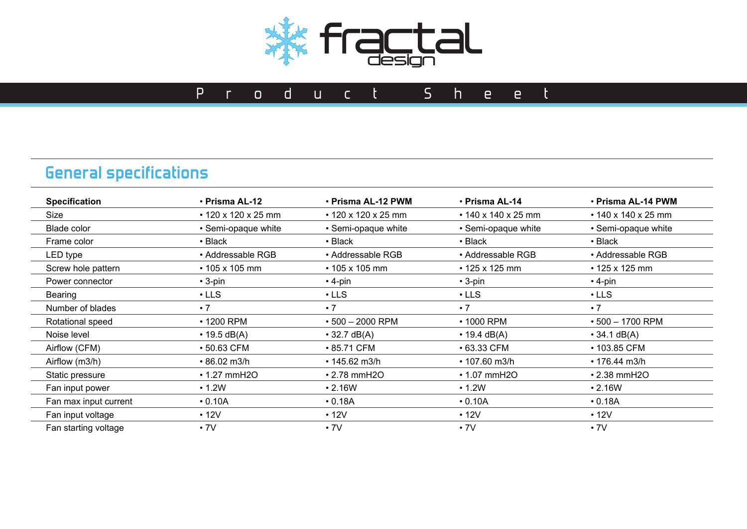fractal design

Product Sheet

## General specifications

| Specification | • Prisma AL-12 | • Prisma AL-12 PWM | • Prisma AL-14 | • Prisma AL-14 PWM |
|---|---|---|---|---|
| Size | • 120 x 120 x 25 mm | • 120 x 120 x 25 mm | • 140 x 140 x 25 mm | • 140 x 140 x 25 mm |
| Blade color | • Semi-opaque white | • Semi-opaque white | • Semi-opaque white | • Semi-opaque white |
| Frame color | • Black | • Black | • Black | • Black |
| LED type | • Addressable RGB | • Addressable RGB | • Addressable RGB | • Addressable RGB |
| Screw hole pattern | • 105 x 105 mm | • 105 x 105 mm | • 125 x 125 mm | • 125 x 125 mm |
| Power connector | • 3-pin | • 4-pin | • 3-pin | • 4-pin |
| Bearing | • LLS | • LLS | • LLS | • LLS |
| Number of blades | • 7 | • 7 | • 7 | • 7 |
| Rotational speed | • 1200 RPM | • 500 – 2000 RPM | • 1000 RPM | • 500 – 1700 RPM |
| Noise level | • 19.5 dB(A) | • 32.7 dB(A) | • 19.4 dB(A) | • 34.1 dB(A) |
| Airflow (CFM) | • 50.63 CFM | • 85.71 CFM | • 63.33 CFM | • 103.85 CFM |
| Airflow (m3/h) | • 86.02 m3/h | • 145.62 m3/h | • 107.60 m3/h | • 176.44 m3/h |
| Static pressure | • 1.27 mmH2O | • 2.78 mmH2O | • 1.07 mmH2O | • 2.38 mmH2O |
| Fan input power | • 1.2W | • 2.16W | • 1.2W | • 2.16W |
| Fan max input current | • 0.10A | • 0.18A | • 0.10A | • 0.18A |
| Fan input voltage | • 12V | • 12V | • 12V | • 12V |
| Fan starting voltage | • 7V | • 7V | • 7V | • 7V |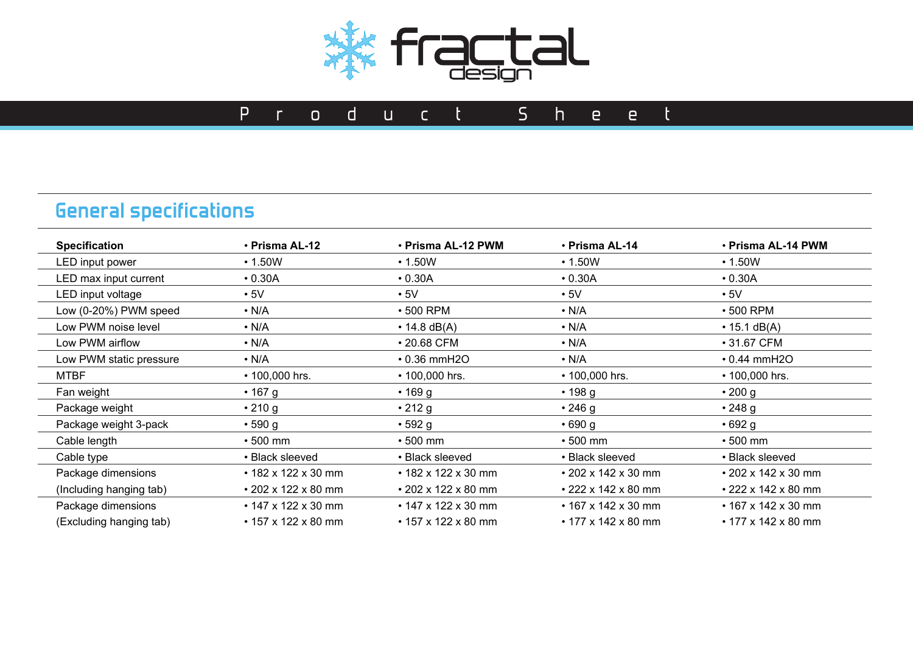# Product Sheet

## General specifications

| Specification | • Prisma AL-12 | • Prisma AL-12 PWM | • Prisma AL-14 | • Prisma AL-14 PWM |
|---|---|---|---|---|
| LED input power | • 1.50W | • 1.50W | • 1.50W | • 1.50W |
| LED max input current | • 0.30A | • 0.30A | • 0.30A | • 0.30A |
| LED input voltage | • 5V | • 5V | • 5V | • 5V |
| Low (0-20%) PWM speed | • N/A | • 500 RPM | • N/A | • 500 RPM |
| Low PWM noise level | • N/A | • 14.8 dB(A) | • N/A | • 15.1 dB(A) |
| Low PWM airflow | • N/A | • 20.68 CFM | • N/A | • 31.67 CFM |
| Low PWM static pressure | • N/A | • 0.36 mmH2O | • N/A | • 0.44 mmH2O |
| MTBF | • 100,000 hrs. | • 100,000 hrs. | • 100,000 hrs. | • 100,000 hrs. |
| Fan weight | • 167 g | • 169 g | • 198 g | • 200 g |
| Package weight | • 210 g | • 212 g | • 246 g | • 248 g |
| Package weight 3-pack | • 590 g | • 592 g | • 690 g | • 692 g |
| Cable length | • 500 mm | • 500 mm | • 500 mm | • 500 mm |
| Cable type | • Black sleeved | • Black sleeved | • Black sleeved | • Black sleeved |
| Package dimensions (Including hanging tab) | • 182 x 122 x 30 mm<br>• 202 x 122 x 80 mm | • 182 x 122 x 30 mm<br>• 202 x 122 x 80 mm | • 202 x 142 x 30 mm<br>• 222 x 142 x 80 mm | • 202 x 142 x 30 mm<br>• 222 x 142 x 80 mm |
| Package dimensions (Excluding hanging tab) | • 147 x 122 x 30 mm<br>• 157 x 122 x 80 mm | • 147 x 122 x 30 mm<br>• 157 x 122 x 80 mm | • 167 x 142 x 30 mm<br>• 177 x 142 x 80 mm | • 167 x 142 x 30 mm<br>• 177 x 142 x 80 mm |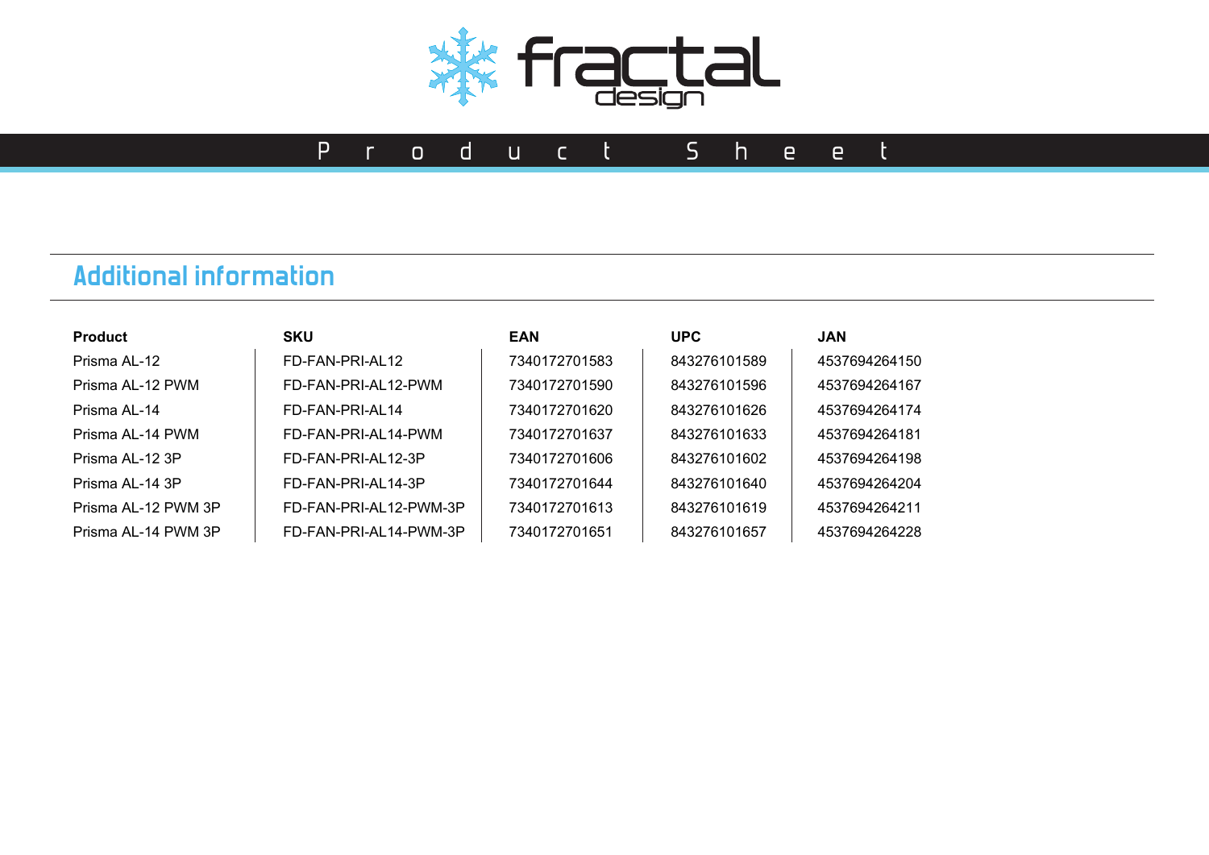## Additional information

| Product | SKU | EAN | UPC | JAN |
|---|---|---|---|---|
| Prisma AL-12 | FD-FAN-PRI-AL12 | 7340172701583 | 843276101589 | 4537694264150 |
| Prisma AL-12 PWM | FD-FAN-PRI-AL12-PWM | 7340172701590 | 843276101596 | 4537694264167 |
| Prisma AL-14 | FD-FAN-PRI-AL14 | 7340172701620 | 843276101626 | 4537694264174 |
| Prisma AL-14 PWM | FD-FAN-PRI-AL14-PWM | 7340172701637 | 843276101633 | 4537694264181 |
| Prisma AL-12 3P | FD-FAN-PRI-AL12-3P | 7340172701606 | 843276101602 | 4537694264198 |
| Prisma AL-14 3P | FD-FAN-PRI-AL14-3P | 7340172701644 | 843276101640 | 4537694264204 |
| Prisma AL-12 PWM 3P | FD-FAN-PRI-AL12-PWM-3P | 7340172701613 | 843276101619 | 4537694264211 |
| Prisma AL-14 PWM 3P | FD-FAN-PRI-AL14-PWM-3P | 7340172701651 | 843276101657 | 4537694264228 |